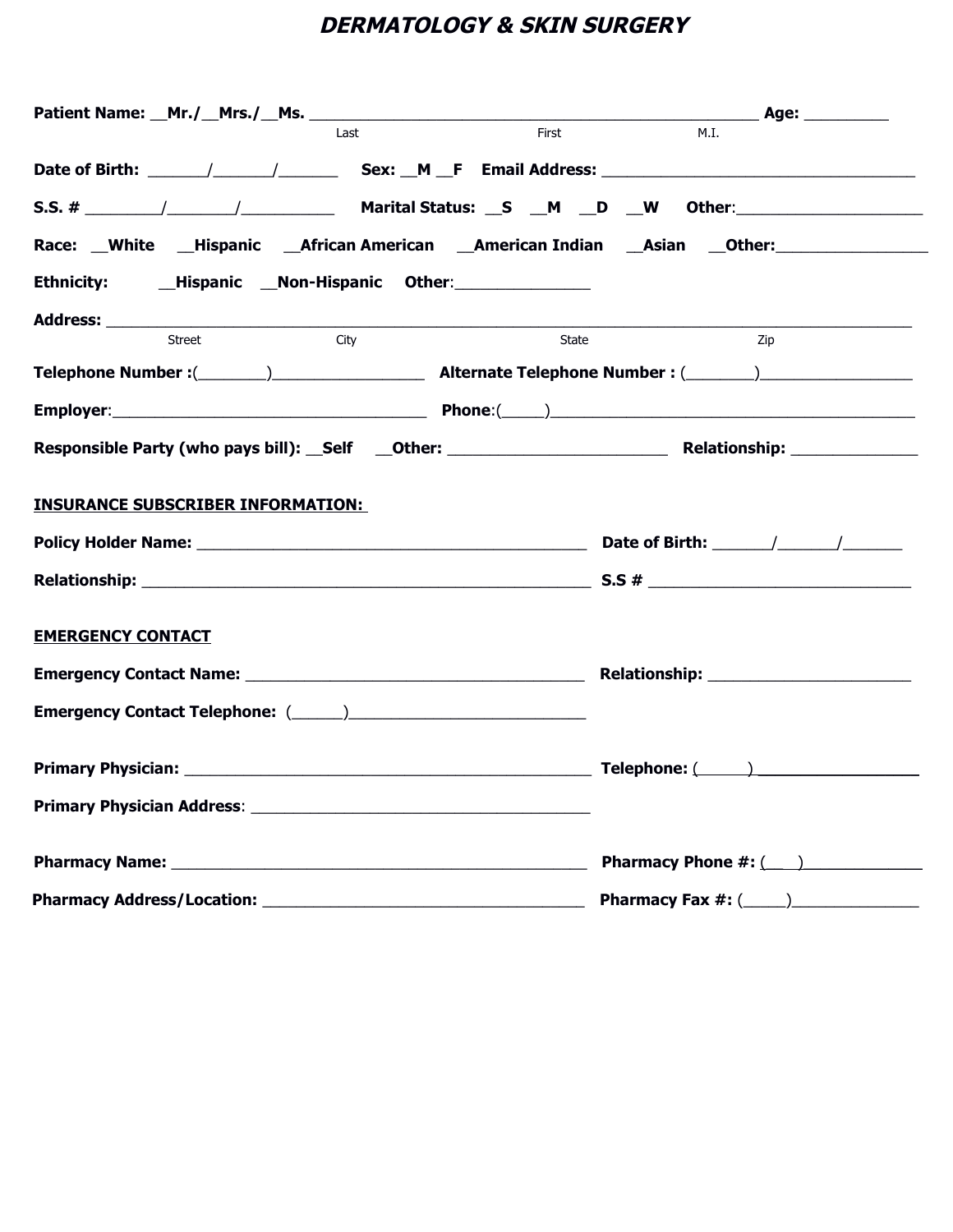# *DERMATOLOGY & SKIN SURGERY*

**Patient Name: __Mr./__Mrs./__Ms.** ____________________________________________________ **Age:** _________

Last First M.I.

**Date of Birth:** ______/______/______ **Sex: __M __F Email Address:** ___________________________________

**S.S. #** ________/_______/__________ **Marital Status: __S __M __D __W Other**:____________________

**Race: __White __Hispanic __African American __American Indian __Asian __Other:**________________

**Ethnicity: __Hispanic __Non-Hispanic Other**:______________

**Address:** ____________________________________________________________________________________________

Street City State Zip

**Telephone Number :**(________)________________ **Alternate Telephone Number :** (________)________________

**Employer**:___________________________________ **Phone**:(_____)__________________________________________

**Responsible Party (who pays bill): __Self __Other:** _______________________ **Relationship:** _____________

**INSURANCE SUBSCRIBER INFORMATION:**

**Policy Holder Name:** ___________________________________________ **Date of Birth:** ______/______/______

**Relationship:** __________________________________________________ **S.S #** ____________________________

**EMERGENCY CONTACT**

**Emergency Contact Name:** _______________________________________ **Relationship:** ______________________

**Emergency Contact Telephone:** (______)__________________________

**Primary Physician:** ______________________________________________ **Telephone:** (______) _________________

**Primary Physician Address**: _____________________________________

**Pharmacy Name:** _______________________________________________ **Pharmacy Phone #:** (___)_____________

**Pharmacy Address/Location:** ___________________________________ **Pharmacy Fax #:** (_____)______________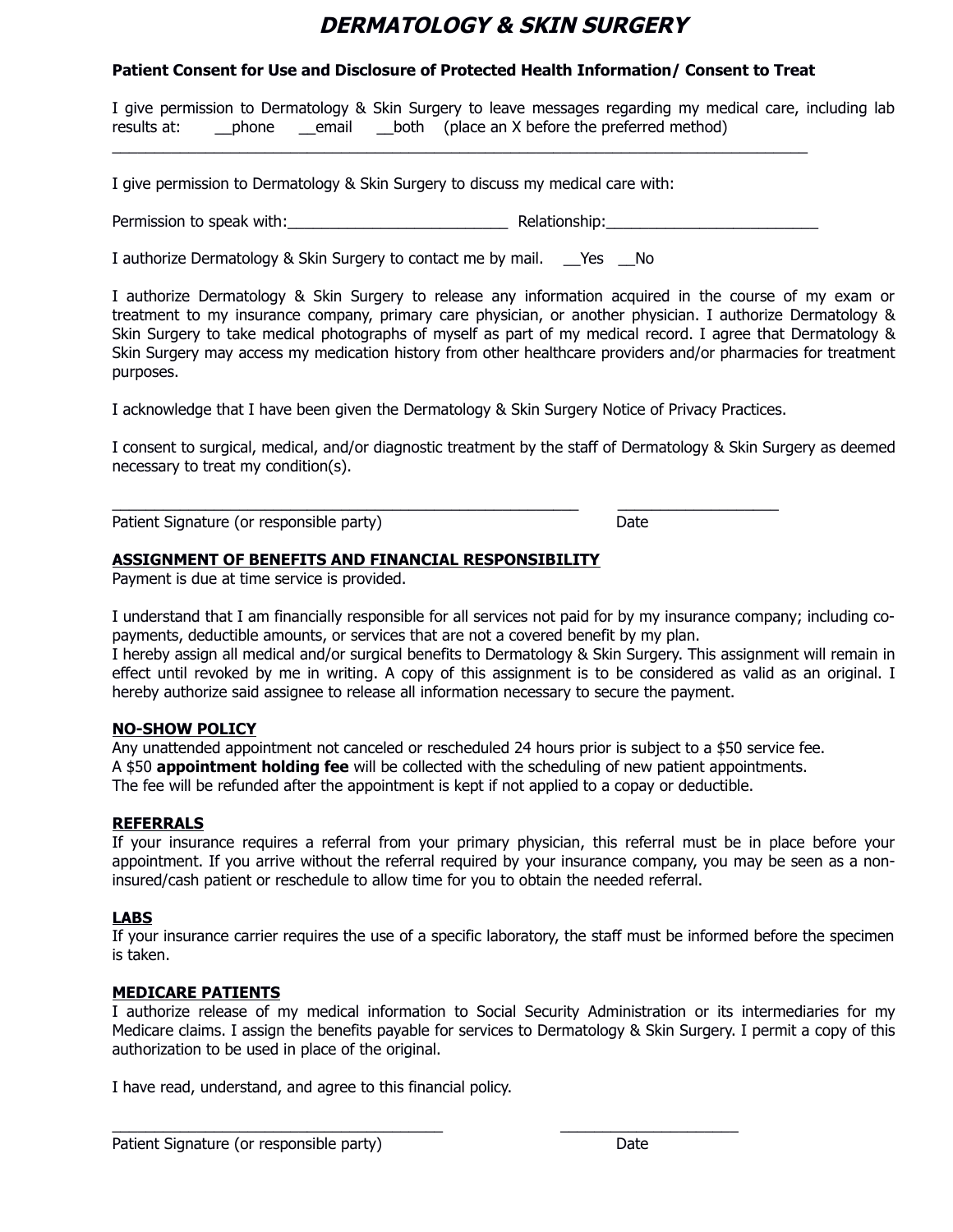# *DERMATOLOGY & SKIN SURGERY*

**Patient Consent for Use and Disclosure of Protected Health Information/ Consent to Treat**

I give permission to Dermatology & Skin Surgery to leave messages regarding my medical care, including lab results at: __phone __email __both (place an X before the preferred method)

________________________________________________________________________________

I give permission to Dermatology & Skin Surgery to discuss my medical care with:

Permission to speak with:__________________________ Relationship:_________________________

I authorize Dermatology & Skin Surgery to contact me by mail. __Yes __No

I authorize Dermatology & Skin Surgery to release any information acquired in the course of my exam or treatment to my insurance company, primary care physician, or another physician. I authorize Dermatology & Skin Surgery to take medical photographs of myself as part of my medical record. I agree that Dermatology & Skin Surgery may access my medication history from other healthcare providers and/or pharmacies for treatment purposes.

I acknowledge that I have been given the Dermatology & Skin Surgery Notice of Privacy Practices.

I consent to surgical, medical, and/or diagnostic treatment by the staff of Dermatology & Skin Surgery as deemed necessary to treat my condition(s).

_______________________________________________________ ___________________

Patient Signature (or responsible party) Date

**ASSIGNMENT OF BENEFITS AND FINANCIAL RESPONSIBILITY**

Payment is due at time service is provided.

I understand that I am financially responsible for all services not paid for by my insurance company; including co-payments, deductible amounts, or services that are not a covered benefit by my plan.
I hereby assign all medical and/or surgical benefits to Dermatology & Skin Surgery. This assignment will remain in effect until revoked by me in writing. A copy of this assignment is to be considered as valid as an original. I hereby authorize said assignee to release all information necessary to secure the payment.

**NO-SHOW POLICY**

Any unattended appointment not canceled or rescheduled 24 hours prior is subject to a $50 service fee.
A $50 **appointment holding fee** will be collected with the scheduling of new patient appointments.
The fee will be refunded after the appointment is kept if not applied to a copay or deductible.

**REFERRALS**

If your insurance requires a referral from your primary physician, this referral must be in place before your appointment. If you arrive without the referral required by your insurance company, you may be seen as a non-insured/cash patient or reschedule to allow time for you to obtain the needed referral.

**LABS**

If your insurance carrier requires the use of a specific laboratory, the staff must be informed before the specimen is taken.

**MEDICARE PATIENTS**

I authorize release of my medical information to Social Security Administration or its intermediaries for my Medicare claims. I assign the benefits payable for services to Dermatology & Skin Surgery. I permit a copy of this authorization to be used in place of the original.

I have read, understand, and agree to this financial policy.

_______________________________________ _____________________

Patient Signature (or responsible party) Date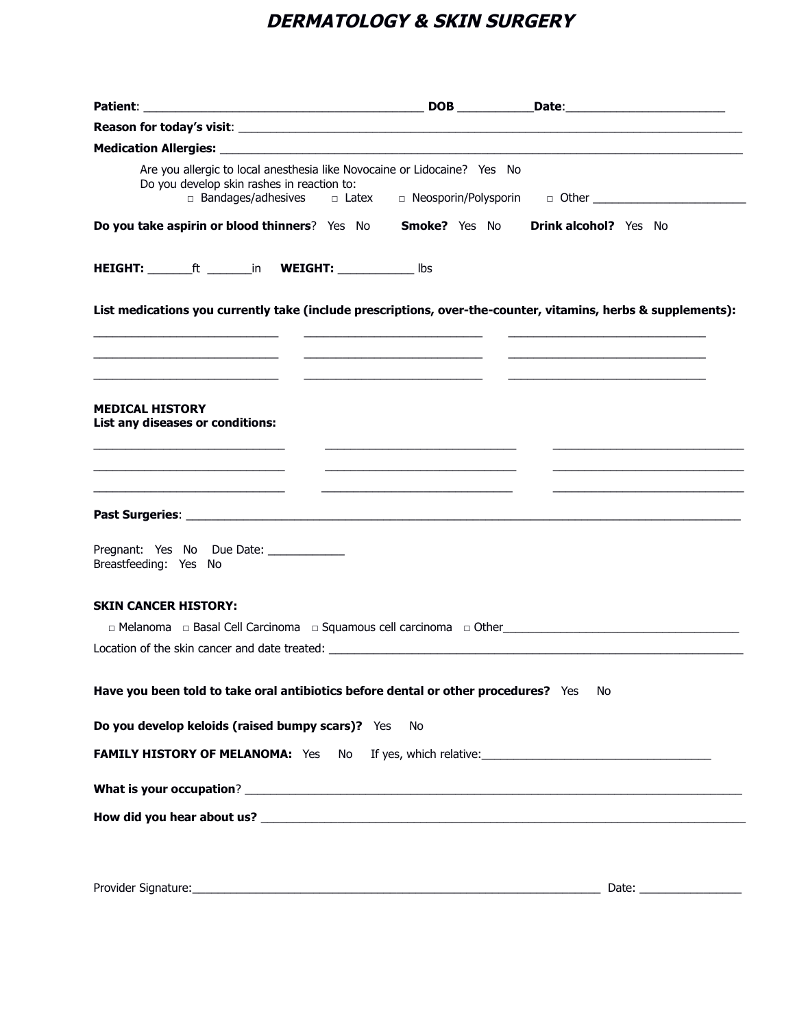# *DERMATOLOGY & SKIN SURGERY*

**Patient**: ________________________________________ **DOB** ___________**Date**:________________________

**Reason for today's visit**: ________________________________________________________________________________

**Medication Allergies:** ___________________________________________________________________________________

Are you allergic to local anesthesia like Novocaine or Lidocaine? Yes No
Do you develop skin rashes in reaction to:
□ Bandages/adhesives □ Latex □ Neosporin/Polysporin □ Other ________________________

**Do you take aspirin or blood thinners**? Yes No **Smoke?** Yes No **Drink alcohol?** Yes No

**HEIGHT:** _______ft _______in **WEIGHT:** ___________ lbs

**List medications you currently take (include prescriptions, over-the-counter, vitamins, herbs & supplements):**

___________________________ ___________________________ ___________________________

___________________________ ___________________________ ___________________________

___________________________ ___________________________ ___________________________

**MEDICAL HISTORY**
**List any diseases or conditions:**

___________________________ ___________________________ ___________________________

___________________________ ___________________________ ___________________________

___________________________ ___________________________ ___________________________

**Past Surgeries**: ______________________________________________________________________________________

Pregnant: Yes No Due Date: ____________
Breastfeeding: Yes No

**SKIN CANCER HISTORY:**

□ Melanoma □ Basal Cell Carcinoma □ Squamous cell carcinoma □ Other____________________________________

Location of the skin cancer and date treated: _________________________________________________________________

**Have you been told to take oral antibiotics before dental or other procedures?** Yes No

**Do you develop keloids (raised bumpy scars)?** Yes No

**FAMILY HISTORY OF MELANOMA:** Yes No If yes, which relative:___________________________________

**What is your occupation**? _____________________________________________________________________________

**How did you hear about us?** ___________________________________________________________________________

Provider Signature:_________________________________________________________________ Date: _______________